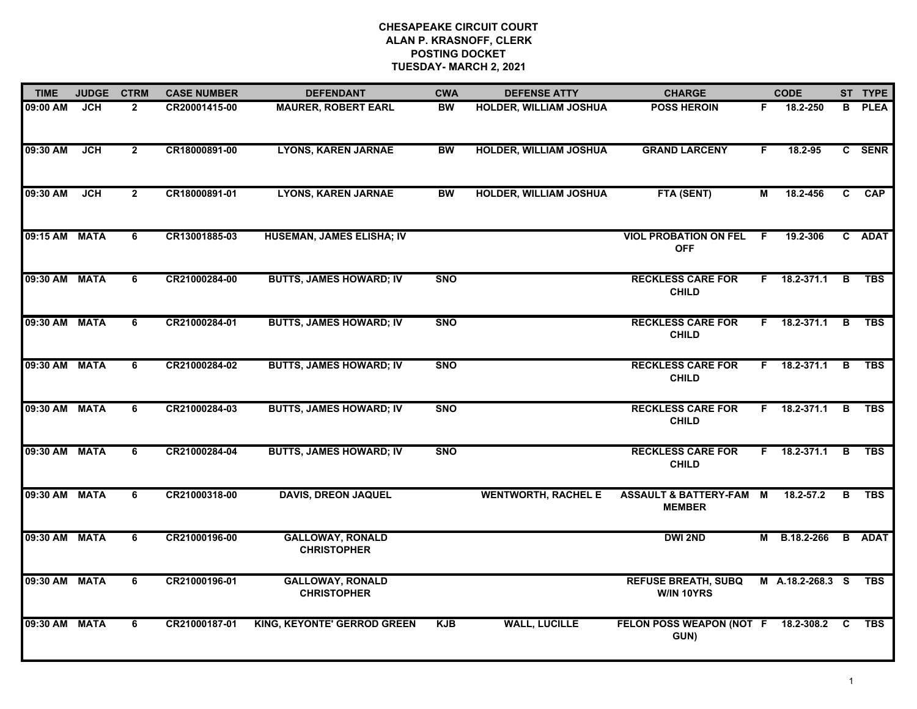# CHESAPEAKE CIRCUIT COURT
## ALAN P. KRASNOFF, CLERK
## POSTING DOCKET
## TUESDAY- MARCH 2, 2021

| TIME | JUDGE | CTRM | CASE NUMBER | DEFENDANT | CWA | DEFENSE ATTY | CHARGE | | CODE | ST | TYPE |
|---|---|---|---|---|---|---|---|---|---|---|---|
| 09:00 AM | JCH | 2 | CR20001415-00 | MAURER, ROBERT EARL | BW | HOLDER, WILLIAM JOSHUA | POSS HEROIN | F | 18.2-250 | B | PLEA |
| 09:30 AM | JCH | 2 | CR18000891-00 | LYONS, KAREN JARNAE | BW | HOLDER, WILLIAM JOSHUA | GRAND LARCENY | F | 18.2-95 | C | SENR |
| 09:30 AM | JCH | 2 | CR18000891-01 | LYONS, KAREN JARNAE | BW | HOLDER, WILLIAM JOSHUA | FTA (SENT) | M | 18.2-456 | C | CAP |
| 09:15 AM | MATA | 6 | CR13001885-03 | HUSEMAN, JAMES ELISHA; IV | | | VIOL PROBATION ON FEL OFF | F | 19.2-306 | C | ADAT |
| 09:30 AM | MATA | 6 | CR21000284-00 | BUTTS, JAMES HOWARD; IV | SNO | | RECKLESS CARE FOR CHILD | F | 18.2-371.1 | B | TBS |
| 09:30 AM | MATA | 6 | CR21000284-01 | BUTTS, JAMES HOWARD; IV | SNO | | RECKLESS CARE FOR CHILD | F | 18.2-371.1 | B | TBS |
| 09:30 AM | MATA | 6 | CR21000284-02 | BUTTS, JAMES HOWARD; IV | SNO | | RECKLESS CARE FOR CHILD | F | 18.2-371.1 | B | TBS |
| 09:30 AM | MATA | 6 | CR21000284-03 | BUTTS, JAMES HOWARD; IV | SNO | | RECKLESS CARE FOR CHILD | F | 18.2-371.1 | B | TBS |
| 09:30 AM | MATA | 6 | CR21000284-04 | BUTTS, JAMES HOWARD; IV | SNO | | RECKLESS CARE FOR CHILD | F | 18.2-371.1 | B | TBS |
| 09:30 AM | MATA | 6 | CR21000318-00 | DAVIS, DREON JAQUEL | | WENTWORTH, RACHEL E | ASSAULT & BATTERY-FAM MEMBER | M | 18.2-57.2 | B | TBS |
| 09:30 AM | MATA | 6 | CR21000196-00 | GALLOWAY, RONALD CHRISTOPHER | | | DWI 2ND | M | B.18.2-266 | B | ADAT |
| 09:30 AM | MATA | 6 | CR21000196-01 | GALLOWAY, RONALD CHRISTOPHER | | | REFUSE BREATH, SUBQ W/IN 10YRS | M | A.18.2-268.3 | S | TBS |
| 09:30 AM | MATA | 6 | CR21000187-01 | KING, KEYONTE' GERROD GREEN | KJB | WALL, LUCILLE | FELON POSS WEAPON (NOT GUN) | F | 18.2-308.2 | C | TBS |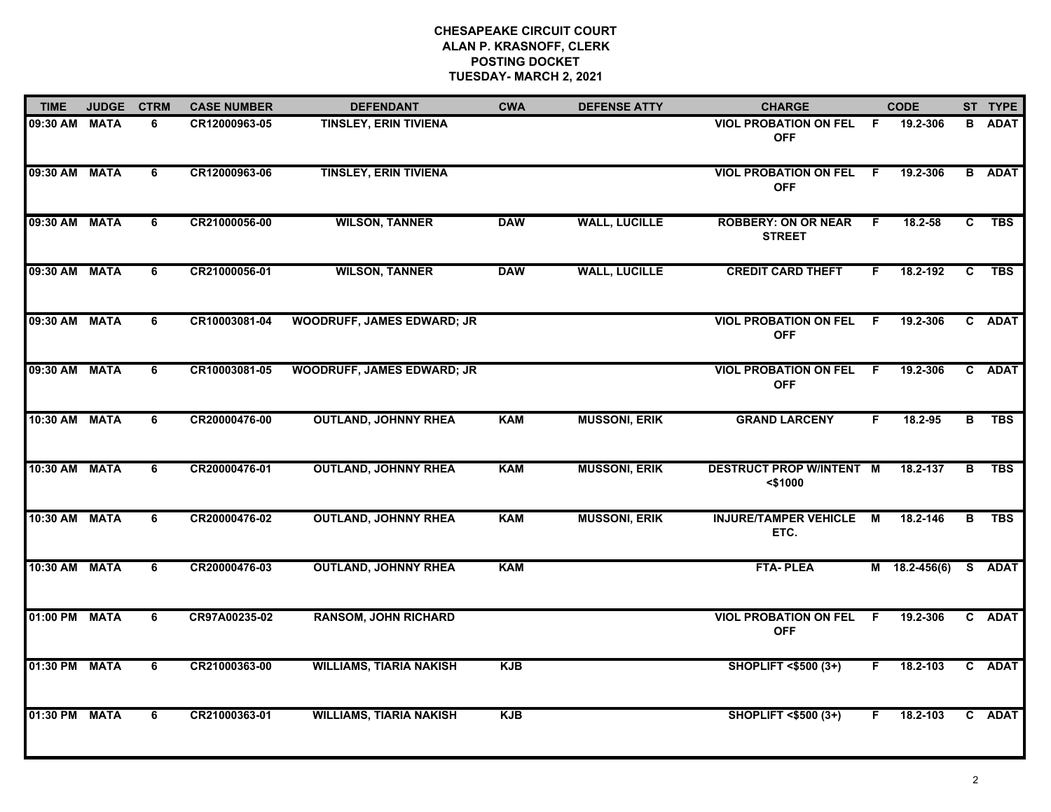**CHESAPEAKE CIRCUIT COURT**
**ALAN P. KRASNOFF, CLERK**
**POSTING DOCKET**
**TUESDAY- MARCH 2, 2021**

| TIME | JUDGE | CTRM | CASE NUMBER | DEFENDANT | CWA | DEFENSE ATTY | CHARGE | | CODE | ST | TYPE |
|---|---|---|---|---|---|---|---|---|---|---|---|
| 09:30 AM | MATA | 6 | CR12000963-05 | TINSLEY, ERIN TIVIENA | | | VIOL PROBATION ON FEL OFF | F | 19.2-306 | B | ADAT |
| 09:30 AM | MATA | 6 | CR12000963-06 | TINSLEY, ERIN TIVIENA | | | VIOL PROBATION ON FEL OFF | F | 19.2-306 | B | ADAT |
| 09:30 AM | MATA | 6 | CR21000056-00 | WILSON, TANNER | DAW | WALL, LUCILLE | ROBBERY: ON OR NEAR STREET | F | 18.2-58 | C | TBS |
| 09:30 AM | MATA | 6 | CR21000056-01 | WILSON, TANNER | DAW | WALL, LUCILLE | CREDIT CARD THEFT | F | 18.2-192 | C | TBS |
| 09:30 AM | MATA | 6 | CR10003081-04 | WOODRUFF, JAMES EDWARD; JR | | | VIOL PROBATION ON FEL OFF | F | 19.2-306 | C | ADAT |
| 09:30 AM | MATA | 6 | CR10003081-05 | WOODRUFF, JAMES EDWARD; JR | | | VIOL PROBATION ON FEL OFF | F | 19.2-306 | C | ADAT |
| 10:30 AM | MATA | 6 | CR20000476-00 | OUTLAND, JOHNNY RHEA | KAM | MUSSONI, ERIK | GRAND LARCENY | F | 18.2-95 | B | TBS |
| 10:30 AM | MATA | 6 | CR20000476-01 | OUTLAND, JOHNNY RHEA | KAM | MUSSONI, ERIK | DESTRUCT PROP W/INTENT <$1000 | M | 18.2-137 | B | TBS |
| 10:30 AM | MATA | 6 | CR20000476-02 | OUTLAND, JOHNNY RHEA | KAM | MUSSONI, ERIK | INJURE/TAMPER VEHICLE ETC. | M | 18.2-146 | B | TBS |
| 10:30 AM | MATA | 6 | CR20000476-03 | OUTLAND, JOHNNY RHEA | KAM | | FTA- PLEA | M | 18.2-456(6) | S | ADAT |
| 01:00 PM | MATA | 6 | CR97A00235-02 | RANSOM, JOHN RICHARD | | | VIOL PROBATION ON FEL OFF | F | 19.2-306 | C | ADAT |
| 01:30 PM | MATA | 6 | CR21000363-00 | WILLIAMS, TIARIA NAKISH | KJB | | SHOPLIFT <$500 (3+) | F | 18.2-103 | C | ADAT |
| 01:30 PM | MATA | 6 | CR21000363-01 | WILLIAMS, TIARIA NAKISH | KJB | | SHOPLIFT <$500 (3+) | F | 18.2-103 | C | ADAT |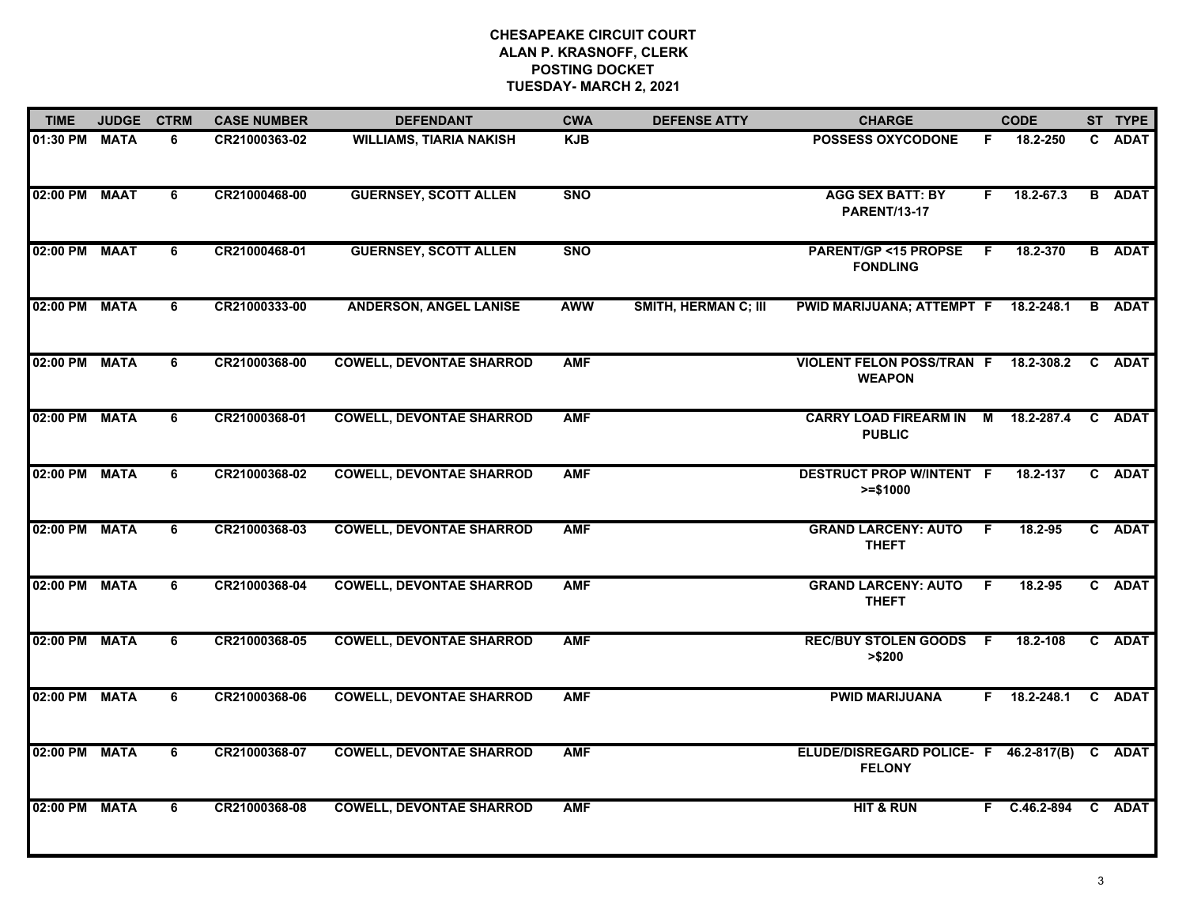# CHESAPEAKE CIRCUIT COURT
## ALAN P. KRASNOFF, CLERK
## POSTING DOCKET
## TUESDAY- MARCH 2, 2021

| TIME | JUDGE | CTRM | CASE NUMBER | DEFENDANT | CWA | DEFENSE ATTY | CHARGE | | CODE | ST | TYPE |
|---|---|---|---|---|---|---|---|---|---|---|---|
| 01:30 PM | MATA | 6 | CR21000363-02 | WILLIAMS, TIARIA NAKISH | KJB | | POSSESS OXYCODONE | F | 18.2-250 | C | ADAT |
| 02:00 PM | MAAT | 6 | CR21000468-00 | GUERNSEY, SCOTT ALLEN | SNO | | AGG SEX BATT: BY PARENT/13-17 | F | 18.2-67.3 | B | ADAT |
| 02:00 PM | MAAT | 6 | CR21000468-01 | GUERNSEY, SCOTT ALLEN | SNO | | PARENT/GP <15 PROPSE FONDLING | F | 18.2-370 | B | ADAT |
| 02:00 PM | MATA | 6 | CR21000333-00 | ANDERSON, ANGEL LANISE | AWW | SMITH, HERMAN C; III | PWID MARIJUANA; ATTEMPT | F | 18.2-248.1 | B | ADAT |
| 02:00 PM | MATA | 6 | CR21000368-00 | COWELL, DEVONTAE SHARROD | AMF | | VIOLENT FELON POSS/TRAN WEAPON | F | 18.2-308.2 | C | ADAT |
| 02:00 PM | MATA | 6 | CR21000368-01 | COWELL, DEVONTAE SHARROD | AMF | | CARRY LOAD FIREARM IN PUBLIC | M | 18.2-287.4 | C | ADAT |
| 02:00 PM | MATA | 6 | CR21000368-02 | COWELL, DEVONTAE SHARROD | AMF | | DESTRUCT PROP W/INTENT >=$1000 | F | 18.2-137 | C | ADAT |
| 02:00 PM | MATA | 6 | CR21000368-03 | COWELL, DEVONTAE SHARROD | AMF | | GRAND LARCENY: AUTO THEFT | F | 18.2-95 | C | ADAT |
| 02:00 PM | MATA | 6 | CR21000368-04 | COWELL, DEVONTAE SHARROD | AMF | | GRAND LARCENY: AUTO THEFT | F | 18.2-95 | C | ADAT |
| 02:00 PM | MATA | 6 | CR21000368-05 | COWELL, DEVONTAE SHARROD | AMF | | REC/BUY STOLEN GOODS >$200 | F | 18.2-108 | C | ADAT |
| 02:00 PM | MATA | 6 | CR21000368-06 | COWELL, DEVONTAE SHARROD | AMF | | PWID MARIJUANA | F | 18.2-248.1 | C | ADAT |
| 02:00 PM | MATA | 6 | CR21000368-07 | COWELL, DEVONTAE SHARROD | AMF | | ELUDE/DISREGARD POLICE- FELONY | F | 46.2-817(B) | C | ADAT |
| 02:00 PM | MATA | 6 | CR21000368-08 | COWELL, DEVONTAE SHARROD | AMF | | HIT & RUN | F | C.46.2-894 | C | ADAT |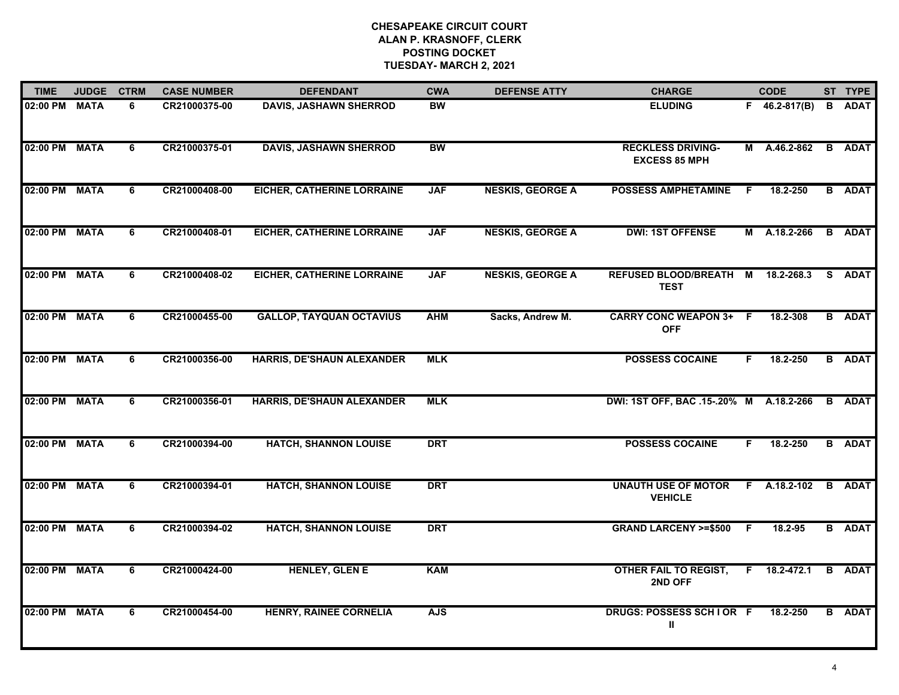**CHESAPEAKE CIRCUIT COURT**
**ALAN P. KRASNOFF, CLERK**
**POSTING DOCKET**
**TUESDAY- MARCH 2, 2021**

| TIME | JUDGE | CTRM | CASE NUMBER | DEFENDANT | CWA | DEFENSE ATTY | CHARGE | | CODE | ST | TYPE |
|---|---|---|---|---|---|---|---|---|---|---|---|
| 02:00 PM | MATA | 6 | CR21000375-00 | DAVIS, JASHAWN SHERROD | BW | | ELUDING | F | 46.2-817(B) | B | ADAT |
| 02:00 PM | MATA | 6 | CR21000375-01 | DAVIS, JASHAWN SHERROD | BW | | RECKLESS DRIVING-EXCESS 85 MPH | M | A.46.2-862 | B | ADAT |
| 02:00 PM | MATA | 6 | CR21000408-00 | EICHER, CATHERINE LORRAINE | JAF | NESKIS, GEORGE A | POSSESS AMPHETAMINE | F | 18.2-250 | B | ADAT |
| 02:00 PM | MATA | 6 | CR21000408-01 | EICHER, CATHERINE LORRAINE | JAF | NESKIS, GEORGE A | DWI: 1ST OFFENSE | M | A.18.2-266 | B | ADAT |
| 02:00 PM | MATA | 6 | CR21000408-02 | EICHER, CATHERINE LORRAINE | JAF | NESKIS, GEORGE A | REFUSED BLOOD/BREATH TEST | M | 18.2-268.3 | S | ADAT |
| 02:00 PM | MATA | 6 | CR21000455-00 | GALLOP, TAYQUAN OCTAVIUS | AHM | Sacks, Andrew M. | CARRY CONC WEAPON 3+ OFF | F | 18.2-308 | B | ADAT |
| 02:00 PM | MATA | 6 | CR21000356-00 | HARRIS, DE'SHAUN ALEXANDER | MLK | | POSSESS COCAINE | F | 18.2-250 | B | ADAT |
| 02:00 PM | MATA | 6 | CR21000356-01 | HARRIS, DE'SHAUN ALEXANDER | MLK | | DWI: 1ST OFF, BAC .15-.20% | M | A.18.2-266 | B | ADAT |
| 02:00 PM | MATA | 6 | CR21000394-00 | HATCH, SHANNON LOUISE | DRT | | POSSESS COCAINE | F | 18.2-250 | B | ADAT |
| 02:00 PM | MATA | 6 | CR21000394-01 | HATCH, SHANNON LOUISE | DRT | | UNAUTH USE OF MOTOR VEHICLE | F | A.18.2-102 | B | ADAT |
| 02:00 PM | MATA | 6 | CR21000394-02 | HATCH, SHANNON LOUISE | DRT | | GRAND LARCENY >=$500 | F | 18.2-95 | B | ADAT |
| 02:00 PM | MATA | 6 | CR21000424-00 | HENLEY, GLEN E | KAM | | OTHER FAIL TO REGIST, 2ND OFF | F | 18.2-472.1 | B | ADAT |
| 02:00 PM | MATA | 6 | CR21000454-00 | HENRY, RAINEE CORNELIA | AJS | | DRUGS: POSSESS SCH I OR II | F | 18.2-250 | B | ADAT |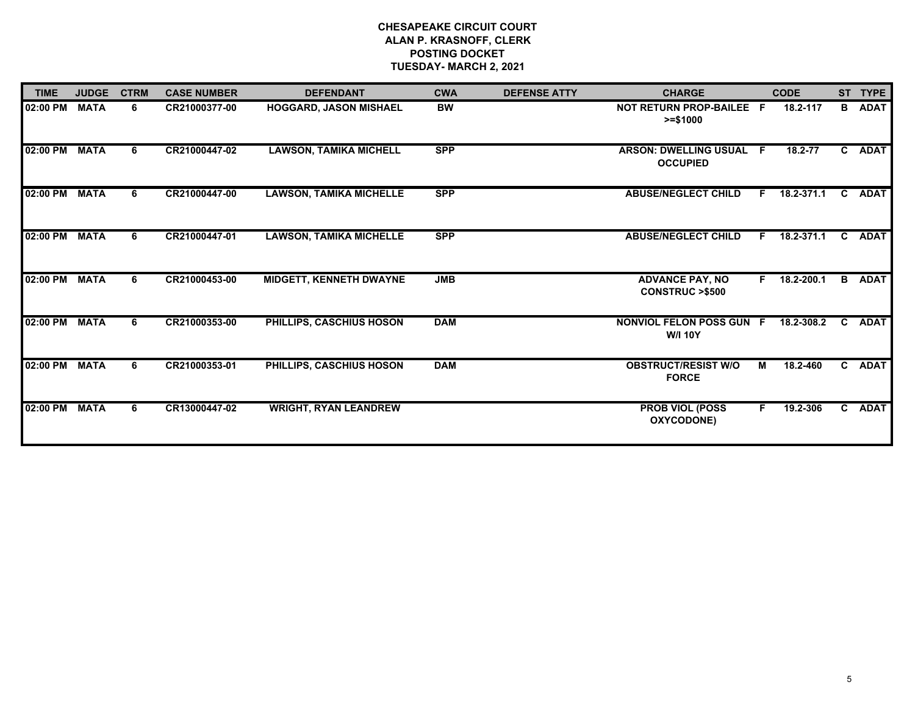**CHESAPEAKE CIRCUIT COURT**
**ALAN P. KRASNOFF, CLERK**
**POSTING DOCKET**
**TUESDAY- MARCH 2, 2021**

| TIME | JUDGE | CTRM | CASE NUMBER | DEFENDANT | CWA | DEFENSE ATTY | CHARGE | | CODE | ST | TYPE |
|---|---|---|---|---|---|---|---|---|---|---|---|
| 02:00 PM | MATA | 6 | CR21000377-00 | HOGGARD, JASON MISHAEL | BW | | NOT RETURN PROP-BAILEE >=$1000 | F | 18.2-117 | B | ADAT |
| 02:00 PM | MATA | 6 | CR21000447-02 | LAWSON, TAMIKA MICHELL | SPP | | ARSON: DWELLING USUAL OCCUPIED | F | 18.2-77 | C | ADAT |
| 02:00 PM | MATA | 6 | CR21000447-00 | LAWSON, TAMIKA MICHELLE | SPP | | ABUSE/NEGLECT CHILD | F | 18.2-371.1 | C | ADAT |
| 02:00 PM | MATA | 6 | CR21000447-01 | LAWSON, TAMIKA MICHELLE | SPP | | ABUSE/NEGLECT CHILD | F | 18.2-371.1 | C | ADAT |
| 02:00 PM | MATA | 6 | CR21000453-00 | MIDGETT, KENNETH DWAYNE | JMB | | ADVANCE PAY, NO CONSTRUC >$500 | F | 18.2-200.1 | B | ADAT |
| 02:00 PM | MATA | 6 | CR21000353-00 | PHILLIPS, CASCHIUS HOSON | DAM | | NONVIOL FELON POSS GUN W/I 10Y | F | 18.2-308.2 | C | ADAT |
| 02:00 PM | MATA | 6 | CR21000353-01 | PHILLIPS, CASCHIUS HOSON | DAM | | OBSTRUCT/RESIST W/O FORCE | M | 18.2-460 | C | ADAT |
| 02:00 PM | MATA | 6 | CR13000447-02 | WRIGHT, RYAN LEANDREW | | | PROB VIOL (POSS OXYCODONE) | F | 19.2-306 | C | ADAT |